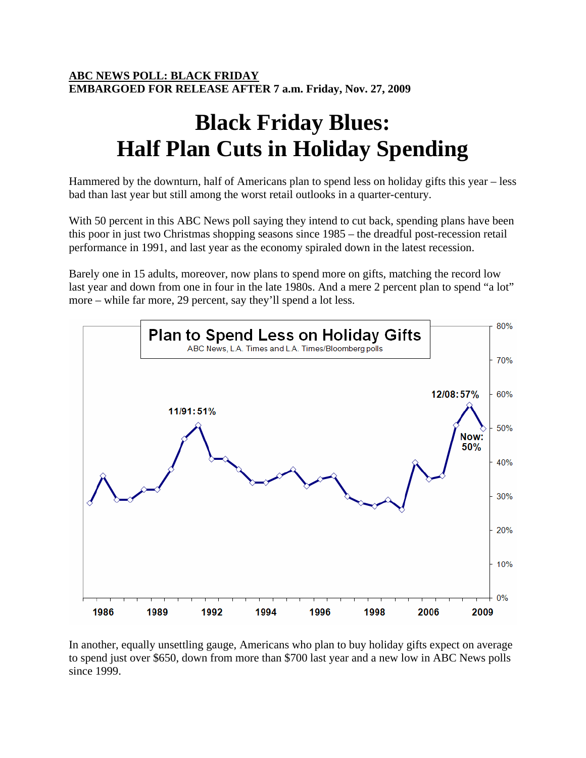**ABC NEWS POLL: BLACK FRIDAY**
**EMBARGOED FOR RELEASE AFTER 7 a.m. Friday, Nov. 27, 2009**

# Black Friday Blues: Half Plan Cuts in Holiday Spending

Hammered by the downturn, half of Americans plan to spend less on holiday gifts this year – less bad than last year but still among the worst retail outlooks in a quarter-century.

With 50 percent in this ABC News poll saying they intend to cut back, spending plans have been this poor in just two Christmas shopping seasons since 1985 – the dreadful post-recession retail performance in 1991, and last year as the economy spiraled down in the latest recession.

Barely one in 15 adults, moreover, now plans to spend more on gifts, matching the record low last year and down from one in four in the late 1980s. And a mere 2 percent plan to spend "a lot" more – while far more, 29 percent, say they'll spend a lot less.

**Plan to Spend Less on Holiday Gifts**
ABC News, L.A. Times and L.A. Times/Bloomberg polls

11/91: 51%
12/08: 57%
Now: 50%

In another, equally unsettling gauge, Americans who plan to buy holiday gifts expect on average to spend just over $650, down from more than $700 last year and a new low in ABC News polls since 1999.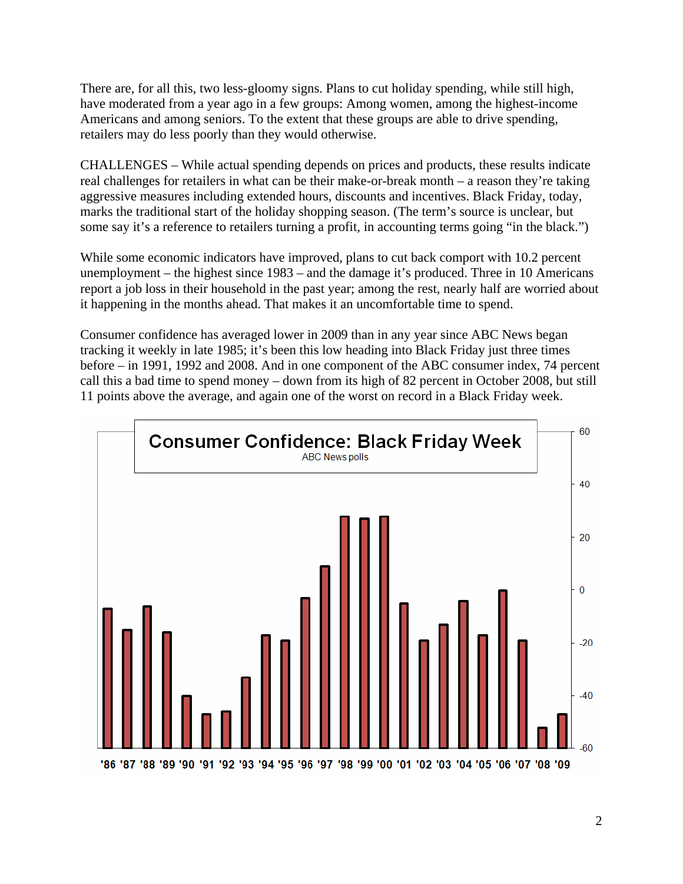There are, for all this, two less-gloomy signs. Plans to cut holiday spending, while still high, have moderated from a year ago in a few groups: Among women, among the highest-income Americans and among seniors. To the extent that these groups are able to drive spending, retailers may do less poorly than they would otherwise.

CHALLENGES – While actual spending depends on prices and products, these results indicate real challenges for retailers in what can be their make-or-break month – a reason they're taking aggressive measures including extended hours, discounts and incentives. Black Friday, today, marks the traditional start of the holiday shopping season. (The term's source is unclear, but some say it's a reference to retailers turning a profit, in accounting terms going "in the black.")

While some economic indicators have improved, plans to cut back comport with 10.2 percent unemployment – the highest since 1983 – and the damage it's produced. Three in 10 Americans report a job loss in their household in the past year; among the rest, nearly half are worried about it happening in the months ahead. That makes it an uncomfortable time to spend.

Consumer confidence has averaged lower in 2009 than in any year since ABC News began tracking it weekly in late 1985; it's been this low heading into Black Friday just three times before – in 1991, 1992 and 2008. And in one component of the ABC consumer index, 74 percent call this a bad time to spend money – down from its high of 82 percent in October 2008, but still 11 points above the average, and again one of the worst on record in a Black Friday week.

**Consumer Confidence: Black Friday Week**
ABC News polls

| Year | '86 | '87 | '88 | '89 | '90 | '91 | '92 | '93 | '94 | '95 | '96 | '97 | '98 | '99 | '00 | '01 | '02 | '03 | '04 | '05 | '06 | '07 | '08 | '09 |
|---|---|---|---|---|---|---|---|---|---|---|---|---|---|---|---|---|---|---|---|---|---|---|---|---|
| Index | -7 | -15 | -6 | -16 | -40 | -47 | -46 | -33 | -17 | -19 | -3 | 9 | 28 | 27 | 28 | -5 | -19 | -13 | -4 | -17 | 0 | -19 | -52 | -47 |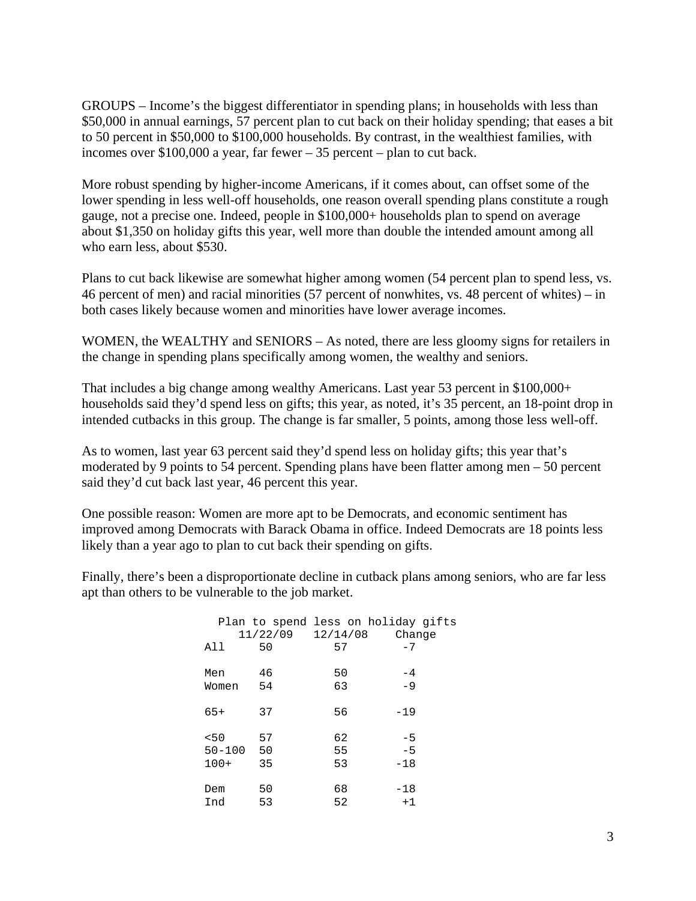GROUPS – Income's the biggest differentiator in spending plans; in households with less than \$50,000 in annual earnings, 57 percent plan to cut back on their holiday spending; that eases a bit to 50 percent in \$50,000 to \$100,000 households. By contrast, in the wealthiest families, with incomes over \$100,000 a year, far fewer – 35 percent – plan to cut back.

More robust spending by higher-income Americans, if it comes about, can offset some of the lower spending in less well-off households, one reason overall spending plans constitute a rough gauge, not a precise one. Indeed, people in \$100,000+ households plan to spend on average about \$1,350 on holiday gifts this year, well more than double the intended amount among all who earn less, about \$530.

Plans to cut back likewise are somewhat higher among women (54 percent plan to spend less, vs. 46 percent of men) and racial minorities (57 percent of nonwhites, vs. 48 percent of whites) – in both cases likely because women and minorities have lower average incomes.

WOMEN, the WEALTHY and SENIORS – As noted, there are less gloomy signs for retailers in the change in spending plans specifically among women, the wealthy and seniors.

That includes a big change among wealthy Americans. Last year 53 percent in \$100,000+ households said they'd spend less on gifts; this year, as noted, it's 35 percent, an 18-point drop in intended cutbacks in this group. The change is far smaller, 5 points, among those less well-off.

As to women, last year 63 percent said they'd spend less on holiday gifts; this year that's moderated by 9 points to 54 percent. Spending plans have been flatter among men – 50 percent said they'd cut back last year, 46 percent this year.

One possible reason: Women are more apt to be Democrats, and economic sentiment has improved among Democrats with Barack Obama in office. Indeed Democrats are 18 points less likely than a year ago to plan to cut back their spending on gifts.

Finally, there's been a disproportionate decline in cutback plans among seniors, who are far less apt than others to be vulnerable to the job market.

Plan to spend less on holiday gifts

| | 11/22/09 | 12/14/08 | Change |
|---|---|---|---|
| All | 50 | 57 | -7 |
| Men | 46 | 50 | -4 |
| Women | 54 | 63 | -9 |
| 65+ | 37 | 56 | -19 |
| <50 | 57 | 62 | -5 |
| 50-100 | 50 | 55 | -5 |
| 100+ | 35 | 53 | -18 |
| Dem | 50 | 68 | -18 |
| Ind | 53 | 52 | +1 |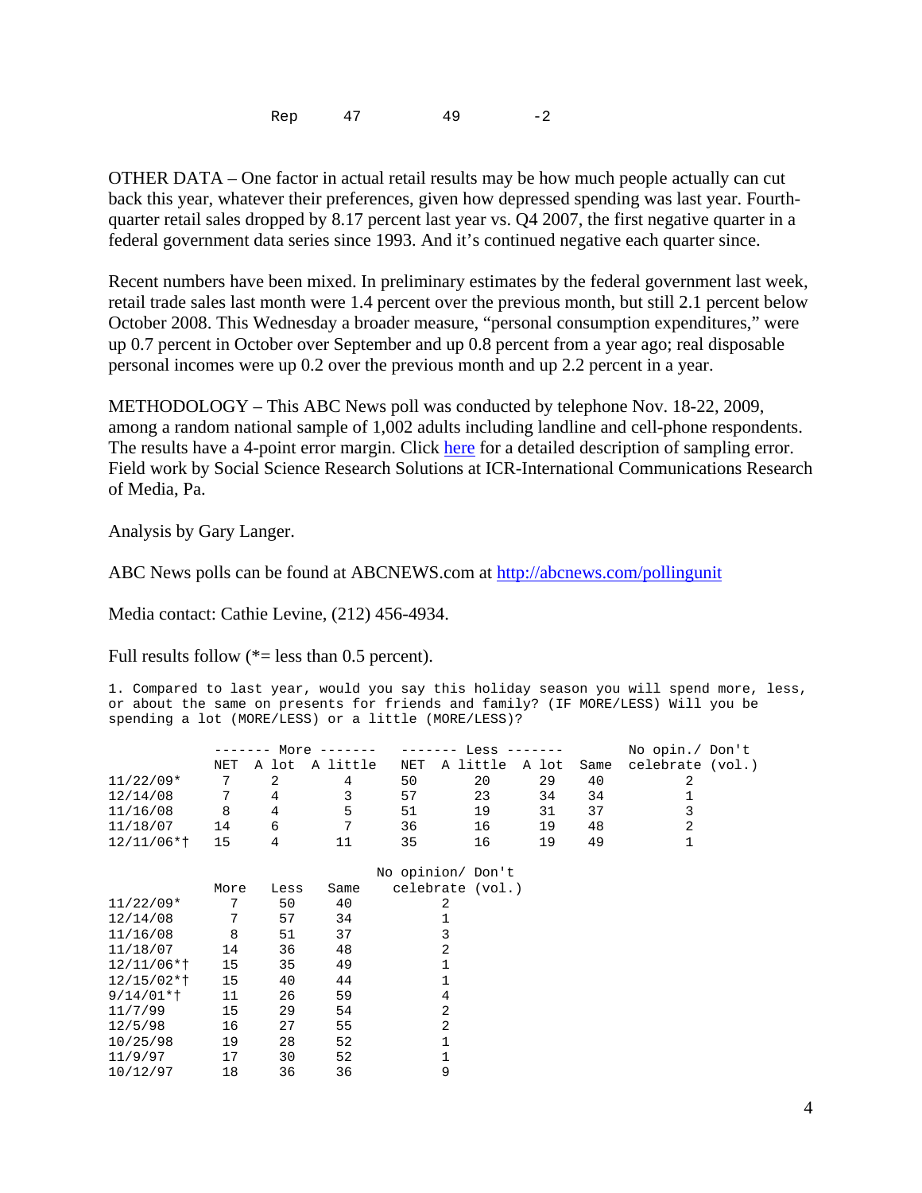| | | | |
|---|---|---|---|
| Rep | 47 | 49 | -2 |

OTHER DATA – One factor in actual retail results may be how much people actually can cut back this year, whatever their preferences, given how depressed spending was last year. Fourth-quarter retail sales dropped by 8.17 percent last year vs. Q4 2007, the first negative quarter in a federal government data series since 1993. And it's continued negative each quarter since.

Recent numbers have been mixed. In preliminary estimates by the federal government last week, retail trade sales last month were 1.4 percent over the previous month, but still 2.1 percent below October 2008. This Wednesday a broader measure, "personal consumption expenditures," were up 0.7 percent in October over September and up 0.8 percent from a year ago; real disposable personal incomes were up 0.2 over the previous month and up 2.2 percent in a year.

METHODOLOGY – This ABC News poll was conducted by telephone Nov. 18-22, 2009, among a random national sample of 1,002 adults including landline and cell-phone respondents. The results have a 4-point error margin. Click here for a detailed description of sampling error. Field work by Social Science Research Solutions at ICR-International Communications Research of Media, Pa.

Analysis by Gary Langer.

ABC News polls can be found at ABCNEWS.com at http://abcnews.com/pollingunit

Media contact: Cathie Levine, (212) 456-4934.

Full results follow (*= less than 0.5 percent).

1. Compared to last year, would you say this holiday season you will spend more, less, or about the same on presents for friends and family? (IF MORE/LESS) Will you be spending a lot (MORE/LESS) or a little (MORE/LESS)?

| | More | | | Less | | | | |
|---|---|---|---|---|---|---|---|---|
| | NET | A lot | A little | NET | A little | A lot | Same | No opin./ Don't celebrate (vol.) |
| 11/22/09* | 7 | 2 | 4 | 50 | 20 | 29 | 40 | 2 |
| 12/14/08 | 7 | 4 | 3 | 57 | 23 | 34 | 34 | 1 |
| 11/16/08 | 8 | 4 | 5 | 51 | 19 | 31 | 37 | 3 |
| 11/18/07 | 14 | 6 | 7 | 36 | 16 | 19 | 48 | 2 |
| 12/11/06*† | 15 | 4 | 11 | 35 | 16 | 19 | 49 | 1 |

| | More | Less | Same | No opinion/ Don't celebrate (vol.) |
|---|---|---|---|---|
| 11/22/09* | 7 | 50 | 40 | 2 |
| 12/14/08 | 7 | 57 | 34 | 1 |
| 11/16/08 | 8 | 51 | 37 | 3 |
| 11/18/07 | 14 | 36 | 48 | 2 |
| 12/11/06*† | 15 | 35 | 49 | 1 |
| 12/15/02*† | 15 | 40 | 44 | 1 |
| 9/14/01*† | 11 | 26 | 59 | 4 |
| 11/7/99 | 15 | 29 | 54 | 2 |
| 12/5/98 | 16 | 27 | 55 | 2 |
| 10/25/98 | 19 | 28 | 52 | 1 |
| 11/9/97 | 17 | 30 | 52 | 1 |
| 10/12/97 | 18 | 36 | 36 | 9 |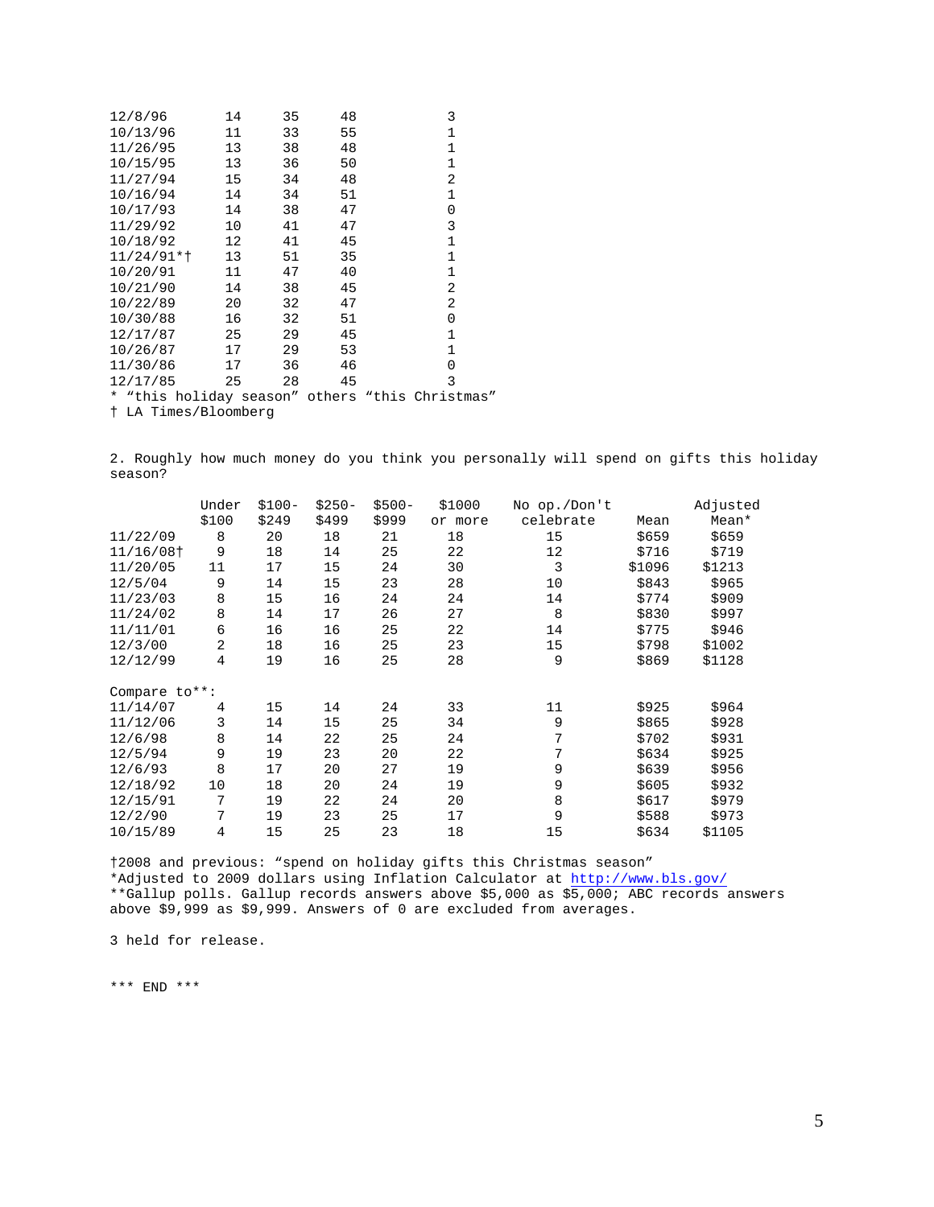| | | | | |
|---|---|---|---|---|
| 12/8/96 | 14 | 35 | 48 | 3 |
| 10/13/96 | 11 | 33 | 55 | 1 |
| 11/26/95 | 13 | 38 | 48 | 1 |
| 10/15/95 | 13 | 36 | 50 | 1 |
| 11/27/94 | 15 | 34 | 48 | 2 |
| 10/16/94 | 14 | 34 | 51 | 1 |
| 10/17/93 | 14 | 38 | 47 | 0 |
| 11/29/92 | 10 | 41 | 47 | 3 |
| 10/18/92 | 12 | 41 | 45 | 1 |
| 11/24/91*† | 13 | 51 | 35 | 1 |
| 10/20/91 | 11 | 47 | 40 | 1 |
| 10/21/90 | 14 | 38 | 45 | 2 |
| 10/22/89 | 20 | 32 | 47 | 2 |
| 10/30/88 | 16 | 32 | 51 | 0 |
| 12/17/87 | 25 | 29 | 45 | 1 |
| 10/26/87 | 17 | 29 | 53 | 1 |
| 11/30/86 | 17 | 36 | 46 | 0 |
| 12/17/85 | 25 | 28 | 45 | 3 |

* "this holiday season" others "this Christmas"
† LA Times/Bloomberg

2. Roughly how much money do you think you personally will spend on gifts this holiday season?

| | Under $100 | $100-$249 | $250-$499 | $500-$999 | $1000 or more | No op./Don't celebrate | Mean | Adjusted Mean* |
|---|---|---|---|---|---|---|---|---|
| 11/22/09 | 8 | 20 | 18 | 21 | 18 | 15 | $659 | $659 |
| 11/16/08† | 9 | 18 | 14 | 25 | 22 | 12 | $716 | $719 |
| 11/20/05 | 11 | 17 | 15 | 24 | 30 | 3 | $1096 | $1213 |
| 12/5/04 | 9 | 14 | 15 | 23 | 28 | 10 | $843 | $965 |
| 11/23/03 | 8 | 15 | 16 | 24 | 24 | 14 | $774 | $909 |
| 11/24/02 | 8 | 14 | 17 | 26 | 27 | 8 | $830 | $997 |
| 11/11/01 | 6 | 16 | 16 | 25 | 22 | 14 | $775 | $946 |
| 12/3/00 | 2 | 18 | 16 | 25 | 23 | 15 | $798 | $1002 |
| 12/12/99 | 4 | 19 | 16 | 25 | 28 | 9 | $869 | $1128 |
| Compare to**: | | | | | | | | |
| 11/14/07 | 4 | 15 | 14 | 24 | 33 | 11 | $925 | $964 |
| 11/12/06 | 3 | 14 | 15 | 25 | 34 | 9 | $865 | $928 |
| 12/6/98 | 8 | 14 | 22 | 25 | 24 | 7 | $702 | $931 |
| 12/5/94 | 9 | 19 | 23 | 20 | 22 | 7 | $634 | $925 |
| 12/6/93 | 8 | 17 | 20 | 27 | 19 | 9 | $639 | $956 |
| 12/18/92 | 10 | 18 | 20 | 24 | 19 | 9 | $605 | $932 |
| 12/15/91 | 7 | 19 | 22 | 24 | 20 | 8 | $617 | $979 |
| 12/2/90 | 7 | 19 | 23 | 25 | 17 | 9 | $588 | $973 |
| 10/15/89 | 4 | 15 | 25 | 23 | 18 | 15 | $634 | $1105 |

†2008 and previous: "spend on holiday gifts this Christmas season"
*Adjusted to 2009 dollars using Inflation Calculator at http://www.bls.gov/
**Gallup polls. Gallup records answers above $5,000 as $5,000; ABC records answers above $9,999 as $9,999. Answers of 0 are excluded from averages.

3 held for release.

*** END ***